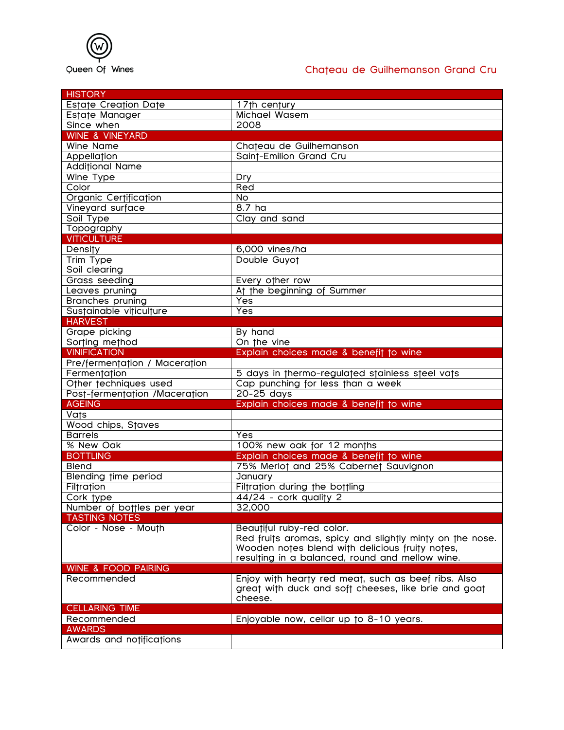Queen Of Wines

# Chateau de Guilhemanson Grand Cru

| HISTORY | |
|---|---|
| Estate Creation Date | 17th century |
| Estate Manager | Michael Wasem |
| Since when | 2008 |
| **WINE & VINEYARD** | |
| Wine Name | Chateau de Guilhemanson |
| Appellation | Saint-Emilion Grand Cru |
| Additional Name | |
| Wine Type | Dry |
| Color | Red |
| Organic Certification | No |
| Vineyard surface | 8.7 ha |
| Soil Type | Clay and sand |
| Topography | |
| **VITICULTURE** | |
| Density | 6,000 vines/ha |
| Trim Type | Double Guyot |
| Soil clearing | |
| Grass seeding | Every other row |
| Leaves pruning | At the beginning of Summer |
| Branches pruning | Yes |
| Sustainable viticulture | Yes |
| **HARVEST** | |
| Grape picking | By hand |
| Sorting method | On the vine |
| **VINIFICATION** | **Explain choices made & benefit to wine** |
| Pre/fermentation / Maceration | |
| Fermentation | 5 days in thermo-regulated stainless steel vats |
| Other techniques used | Cap punching for less than a week |
| Post-fermentation /Maceration | 20-25 days |
| **AGEING** | **Explain choices made & benefit to wine** |
| Vats | |
| Wood chips, Staves | |
| Barrels | Yes |
| % New Oak | 100% new oak for 12 months |
| **BOTTLING** | **Explain choices made & benefit to wine** |
| Blend | 75% Merlot and 25% Cabernet Sauvignon |
| Blending time period | January |
| Filtration | Filtration during the bottling |
| Cork type | 44/24 - cork quality 2 |
| Number of bottles per year | 32,000 |
| **TASTING NOTES** | |
| Color - Nose - Mouth | Beautiful ruby-red color. Red fruits aromas, spicy and slightly minty on the nose. Wooden notes blend with delicious fruity notes, resulting in a balanced, round and mellow wine. |
| **WINE & FOOD PAIRING** | |
| Recommended | Enjoy with hearty red meat, such as beef ribs. Also great with duck and soft cheeses, like brie and goat cheese. |
| **CELLARING TIME** | |
| Recommended | Enjoyable now, cellar up to 8-10 years. |
| **AWARDS** | |
| Awards and notifications | |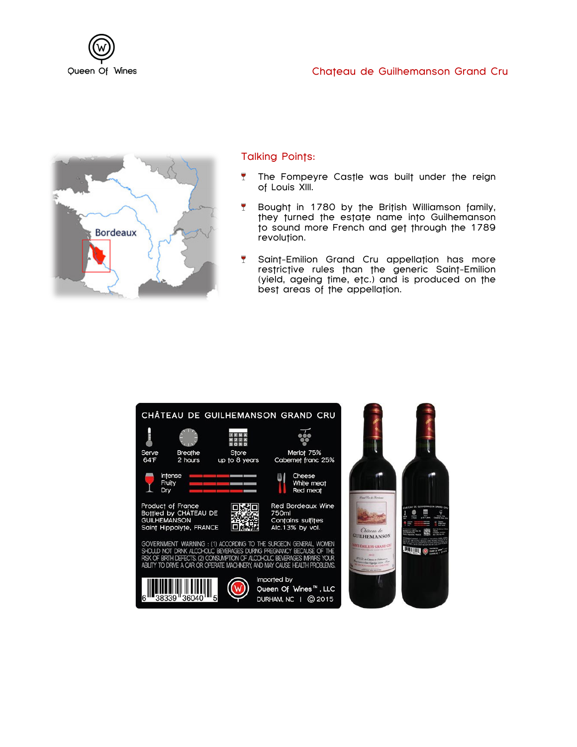Queen Of Wines

# Chateau de Guilhemanson Grand Cru

Bordeaux

## Talking Points:

- The Fompeyre Castle was built under the reign of Louis XIII.
- Bought in 1780 by the British Williamson family, they turned the estate name into Guilhemanson to sound more French and get through the 1789 revolution.
- Saint-Emilion Grand Cru appellation has more restrictive rules than the generic Saint-Emilion (yield, ageing time, etc.) and is produced on the best areas of the appellation.

CHÂTEAU DE GUILHEMANSON GRAND CRU

Serve 64°F

Breathe 2 hours

Store up to 8 years

Merlot 75%
Cabernet franc 25%

Intense
Fruity
Dry

Cheese
White meat
Red meat

Product of France
Bottled by CHÂTEAU DE GUILHEMANSON
Saint Hippolyte, FRANCE

Red Bordeaux Wine
750ml
Contains sulfites
Alc.13% by vol.

GOVERNMENT WARNING : (1) ACCORDING TO THE SURGEON GENERAL, WOMEN SHOULD NOT DRINK ALCOHOLIC BEVERAGES DURING PREGNANCY BECAUSE OF THE RISK OF BIRTH DEFECTS. (2) CONSUMPTION OF ALCOHOLIC BEVERAGES IMPAIRS YOUR ABILITY TO DRIVE A CAR OR OPERATE MACHINERY, AND MAY CAUSE HEALTH PROBLEMS.

6 38339 36040 5

Imported by
Queen Of Wines™, LLC
DURHAM, NC | © 2015